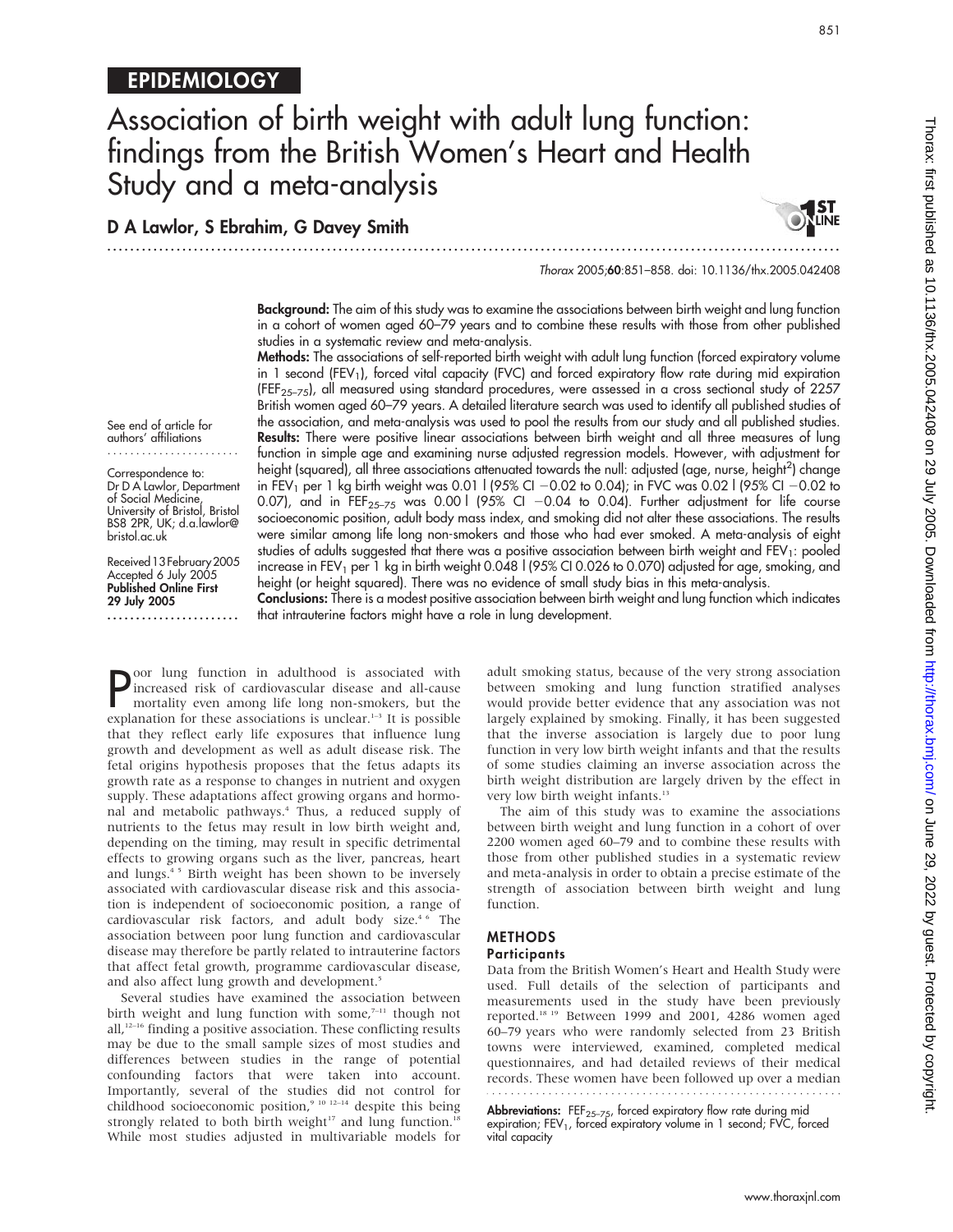# EPIDEMIOLOGY

# Association of birth weight with adult lung function: findings from the British Women's Heart and Health Study and a meta-analysis

**D A Lawlor, S Ebrahim, G Davey Smith**

*Thorax* 2005;**60**:851–858. doi: 10.1136/thx.2005.042408

See end of article for authors' affiliations

Correspondence to: Dr D A Lawlor, Department of Social Medicine, University of Bristol, Bristol BS8 2PR, UK; d.a.lawlor@bristol.ac.uk

Received 13 February 2005
Accepted 6 July 2005
**Published Online First 29 July 2005**

**Background:** The aim of this study was to examine the associations between birth weight and lung function in a cohort of women aged 60–79 years and to combine these results with those from other published studies in a systematic review and meta-analysis.

**Methods:** The associations of self-reported birth weight with adult lung function (forced expiratory volume in 1 second ($FEV_1$), forced vital capacity (FVC) and forced expiratory flow rate during mid expiration ($FEF_{25-75}$), all measured using standard procedures, were assessed in a cross sectional study of 2257 British women aged 60–79 years. A detailed literature search was used to identify all published studies of the association, and meta-analysis was used to pool the results from our study and all published studies.

**Results:** There were positive linear associations between birth weight and all three measures of lung function in simple age and examining nurse adjusted regression models. However, with adjustment for height (squared), all three associations attenuated towards the null: adjusted (age, nurse, height$^2$) change in $FEV_1$ per 1 kg birth weight was 0.01 l (95% CI −0.02 to 0.04); in FVC was 0.02 l (95% CI −0.02 to 0.07), and in $FEF_{25-75}$ was 0.00 l (95% CI −0.04 to 0.04). Further adjustment for life course socioeconomic position, adult body mass index, and smoking did not alter these associations. The results were similar among life long non-smokers and those who had ever smoked. A meta-analysis of eight studies of adults suggested that there was a positive association between birth weight and $FEV_1$: pooled increase in $FEV_1$ per 1 kg in birth weight 0.048 l (95% CI 0.026 to 0.070) adjusted for age, smoking, and height (or height squared). There was no evidence of small study bias in this meta-analysis.

**Conclusions:** There is a modest positive association between birth weight and lung function which indicates that intrauterine factors might have a role in lung development.

Poor lung function in adulthood is associated with increased risk of cardiovascular disease and all-cause mortality even among life long non-smokers, but the explanation for these associations is unclear.[1–3] It is possible that they reflect early life exposures that influence lung growth and development as well as adult disease risk. The fetal origins hypothesis proposes that the fetus adapts its growth rate as a response to changes in nutrient and oxygen supply. These adaptations affect growing organs and hormonal and metabolic pathways.[4] Thus, a reduced supply of nutrients to the fetus may result in low birth weight and, depending on the timing, may result in specific detrimental effects to growing organs such as the liver, pancreas, heart and lungs.[4 5] Birth weight has been shown to be inversely associated with cardiovascular disease risk and this association is independent of socioeconomic position, a range of cardiovascular risk factors, and adult body size.[4 6] The association between poor lung function and cardiovascular disease may therefore be partly related to intrauterine factors that affect fetal growth, programme cardiovascular disease, and also affect lung growth and development.[5]

Several studies have examined the association between birth weight and lung function with some,[7–11] though not all,[12–16] finding a positive association. These conflicting results may be due to the small sample sizes of most studies and differences between studies in the range of potential confounding factors that were taken into account. Importantly, several of the studies did not control for childhood socioeconomic position,[9 10 12–14] despite this being strongly related to both birth weight[17] and lung function.[18] While most studies adjusted in multivariable models for adult smoking status, because of the very strong association between smoking and lung function stratified analyses would provide better evidence that any association was not largely explained by smoking. Finally, it has been suggested that the inverse association is largely due to poor lung function in very low birth weight infants and that the results of some studies claiming an inverse association across the birth weight distribution are largely driven by the effect in very low birth weight infants.[13]

The aim of this study was to examine the associations between birth weight and lung function in a cohort of over 2200 women aged 60–79 and to combine these results with those from other published studies in a systematic review and meta-analysis in order to obtain a precise estimate of the strength of association between birth weight and lung function.

## METHODS

### Participants

Data from the British Women's Heart and Health Study were used. Full details of the selection of participants and measurements used in the study have been previously reported.[18 19] Between 1999 and 2001, 4286 women aged 60–79 years who were randomly selected from 23 British towns were interviewed, examined, completed medical questionnaires, and had detailed reviews of their medical records. These women have been followed up over a median

**Abbreviations:** $FEF_{25-75}$, forced expiratory flow rate during mid expiration; $FEV_1$, forced expiratory volume in 1 second; FVC, forced vital capacity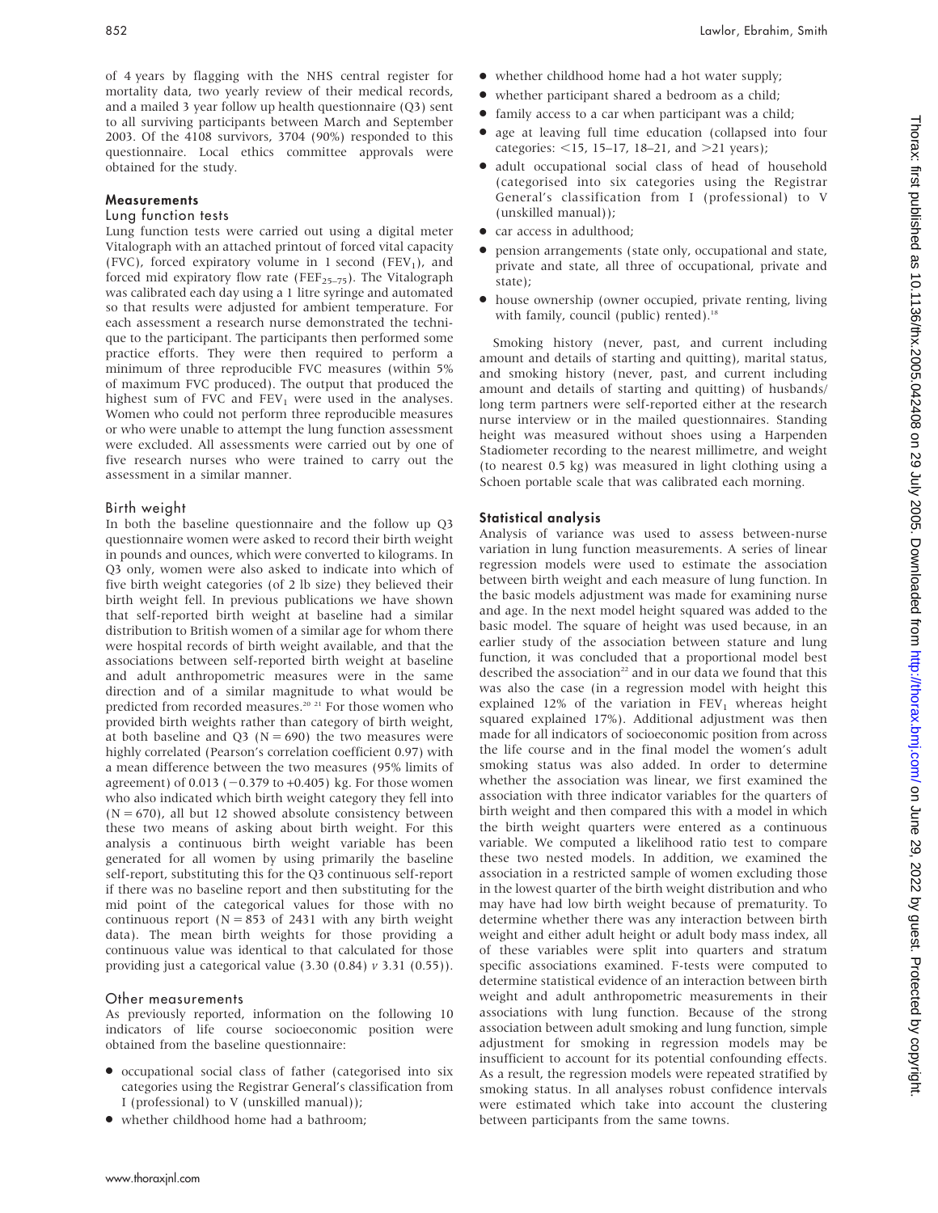of 4 years by flagging with the NHS central register for mortality data, two yearly review of their medical records, and a mailed 3 year follow up health questionnaire (Q3) sent to all surviving participants between March and September 2003. Of the 4108 survivors, 3704 (90%) responded to this questionnaire. Local ethics committee approvals were obtained for the study.

## Measurements

### Lung function tests

Lung function tests were carried out using a digital meter Vitalograph with an attached printout of forced vital capacity (FVC), forced expiratory volume in 1 second ($FEV_1$), and forced mid expiratory flow rate ($FEF_{25-75}$). The Vitalograph was calibrated each day using a 1 litre syringe and automated so that results were adjusted for ambient temperature. For each assessment a research nurse demonstrated the technique to the participant. The participants then performed some practice efforts. They were then required to perform a minimum of three reproducible FVC measures (within 5% of maximum FVC produced). The output that produced the highest sum of FVC and $FEV_1$ were used in the analyses. Women who could not perform three reproducible measures or who were unable to attempt the lung function assessment were excluded. All assessments were carried out by one of five research nurses who were trained to carry out the assessment in a similar manner.

### Birth weight

In both the baseline questionnaire and the follow up Q3 questionnaire women were asked to record their birth weight in pounds and ounces, which were converted to kilograms. In Q3 only, women were also asked to indicate into which of five birth weight categories (of 2 lb size) they believed their birth weight fell. In previous publications we have shown that self-reported birth weight at baseline had a similar distribution to British women of a similar age for whom there were hospital records of birth weight available, and that the associations between self-reported birth weight at baseline and adult anthropometric measures were in the same direction and of a similar magnitude to what would be predicted from recorded measures.[20 21] For those women who provided birth weights rather than category of birth weight, at both baseline and Q3 (N = 690) the two measures were highly correlated (Pearson's correlation coefficient 0.97) with a mean difference between the two measures (95% limits of agreement) of 0.013 (−0.379 to +0.405) kg. For those women who also indicated which birth weight category they fell into (N = 670), all but 12 showed absolute consistency between these two means of asking about birth weight. For this analysis a continuous birth weight variable has been generated for all women by using primarily the baseline self-report, substituting this for the Q3 continuous self-report if there was no baseline report and then substituting for the mid point of the categorical values for those with no continuous report (N = 853 of 2431 with any birth weight data). The mean birth weights for those providing a continuous value was identical to that calculated for those providing just a categorical value (3.30 (0.84) *v* 3.31 (0.55)).

### Other measurements

As previously reported, information on the following 10 indicators of life course socioeconomic position were obtained from the baseline questionnaire:

- occupational social class of father (categorised into six categories using the Registrar General's classification from I (professional) to V (unskilled manual));
- whether childhood home had a bathroom;
- whether childhood home had a hot water supply;
- whether participant shared a bedroom as a child;
- family access to a car when participant was a child;
- age at leaving full time education (collapsed into four categories: <15, 15–17, 18–21, and >21 years);
- adult occupational social class of head of household (categorised into six categories using the Registrar General's classification from I (professional) to V (unskilled manual));
- car access in adulthood;
- pension arrangements (state only, occupational and state, private and state, all three of occupational, private and state);
- house ownership (owner occupied, private renting, living with family, council (public) rented).[18]

Smoking history (never, past, and current including amount and details of starting and quitting), marital status, and smoking history (never, past, and current including amount and details of starting and quitting) of husbands/long term partners were self-reported either at the research nurse interview or in the mailed questionnaires. Standing height was measured without shoes using a Harpenden Stadiometer recording to the nearest millimetre, and weight (to nearest 0.5 kg) was measured in light clothing using a Schoen portable scale that was calibrated each morning.

## Statistical analysis

Analysis of variance was used to assess between-nurse variation in lung function measurements. A series of linear regression models were used to estimate the association between birth weight and each measure of lung function. In the basic models adjustment was made for examining nurse and age. In the next model height squared was added to the basic model. The square of height was used because, in an earlier study of the association between stature and lung function, it was concluded that a proportional model best described the association[22] and in our data we found that this was also the case (in a regression model with height this explained 12% of the variation in $FEV_1$ whereas height squared explained 17%). Additional adjustment was then made for all indicators of socioeconomic position from across the life course and in the final model the women's adult smoking status was also added. In order to determine whether the association was linear, we first examined the association with three indicator variables for the quarters of birth weight and then compared this with a model in which the birth weight quarters were entered as a continuous variable. We computed a likelihood ratio test to compare these two nested models. In addition, we examined the association in a restricted sample of women excluding those in the lowest quarter of the birth weight distribution and who may have had low birth weight because of prematurity. To determine whether there was any interaction between birth weight and either adult height or adult body mass index, all of these variables were split into quarters and stratum specific associations examined. F-tests were computed to determine statistical evidence of an interaction between birth weight and adult anthropometric measurements in their associations with lung function. Because of the strong association between adult smoking and lung function, simple adjustment for smoking in regression models may be insufficient to account for its potential confounding effects. As a result, the regression models were repeated stratified by smoking status. In all analyses robust confidence intervals were estimated which take into account the clustering between participants from the same towns.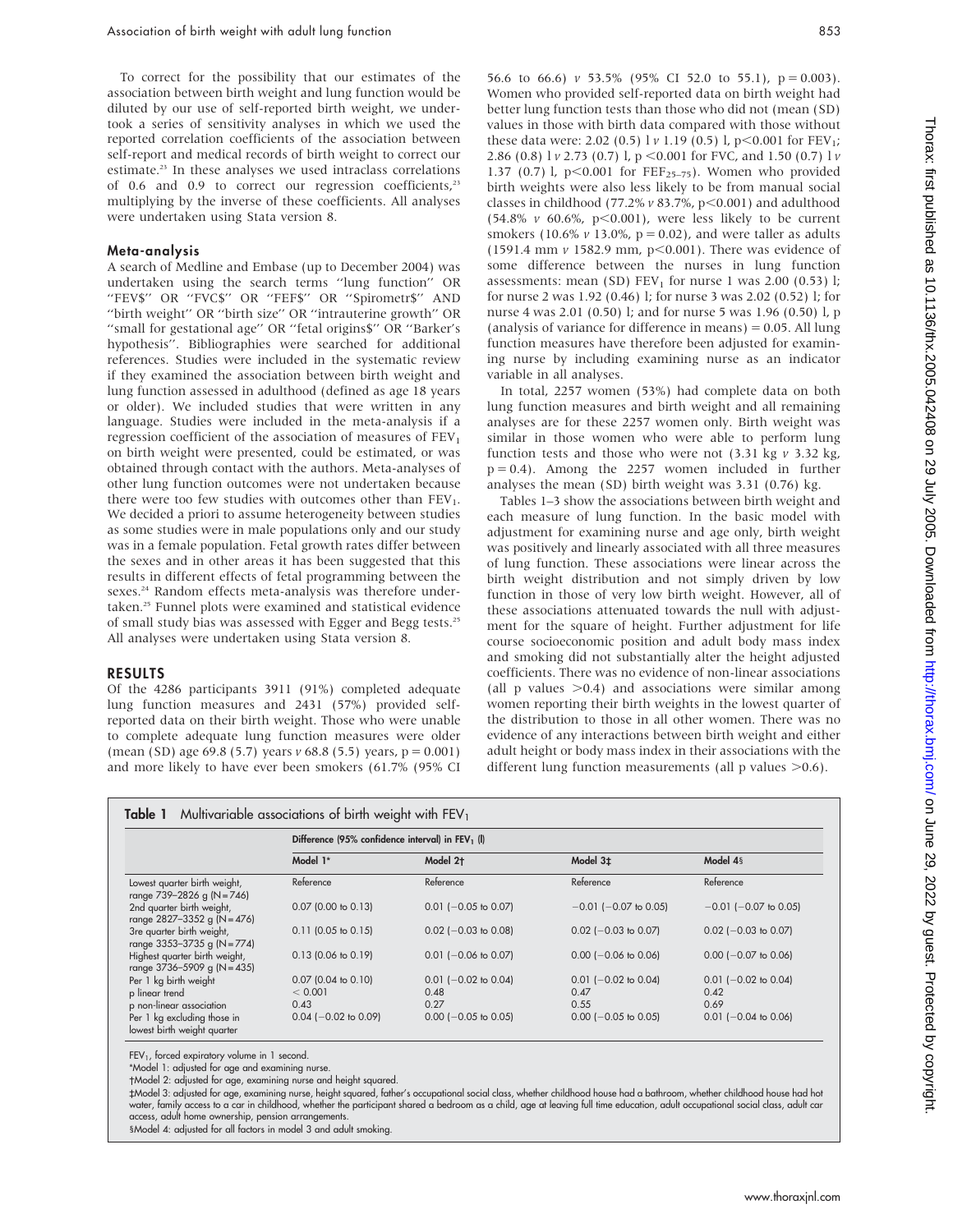To correct for the possibility that our estimates of the association between birth weight and lung function would be diluted by our use of self-reported birth weight, we undertook a series of sensitivity analyses in which we used the reported correlation coefficients of the association between self-report and medical records of birth weight to correct our estimate.[23] In these analyses we used intraclass correlations of 0.6 and 0.9 to correct our regression coefficients,[23] multiplying by the inverse of these coefficients. All analyses were undertaken using Stata version 8.

### Meta-analysis

A search of Medline and Embase (up to December 2004) was undertaken using the search terms "lung function" OR "FEV$" OR "FVC$" OR "FEF$" OR "Spirometr$" AND "birth weight" OR "birth size" OR "intrauterine growth" OR "small for gestational age" OR "fetal origins$" OR "Barker's hypothesis". Bibliographies were searched for additional references. Studies were included in the systematic review if they examined the association between birth weight and lung function assessed in adulthood (defined as age 18 years or older). We included studies that were written in any language. Studies were included in the meta-analysis if a regression coefficient of the association of measures of $FEV_1$ on birth weight were presented, could be estimated, or was obtained through contact with the authors. Meta-analyses of other lung function outcomes were not undertaken because there were too few studies with outcomes other than $FEV_1$. We decided a priori to assume heterogeneity between studies as some studies were in male populations only and our study was in a female population. Fetal growth rates differ between the sexes and in other areas it has been suggested that this results in different effects of fetal programming between the sexes.[24] Random effects meta-analysis was therefore undertaken.[25] Funnel plots were examined and statistical evidence of small study bias was assessed with Egger and Begg tests.[25] All analyses were undertaken using Stata version 8.

## RESULTS

Of the 4286 participants 3911 (91%) completed adequate lung function measures and 2431 (57%) provided self-reported data on their birth weight. Those who were unable to complete adequate lung function measures were older (mean (SD) age 69.8 (5.7) years *v* 68.8 (5.5) years, p = 0.001) and more likely to have ever been smokers (61.7% (95% CI 56.6 to 66.6) *v* 53.5% (95% CI 52.0 to 55.1), p = 0.003). Women who provided self-reported data on birth weight had better lung function tests than those who did not (mean (SD) values in those with birth data compared with those without these data were: 2.02 (0.5) l *v* 1.19 (0.5) l, p<0.001 for $FEV_1$; 2.86 (0.8) l *v* 2.73 (0.7) l, p <0.001 for FVC, and 1.50 (0.7) l *v* 1.37 (0.7) l, p<0.001 for $FEF_{25-75}$). Women who provided birth weights were also less likely to be from manual social classes in childhood (77.2% *v* 83.7%, p<0.001) and adulthood (54.8% *v* 60.6%, p<0.001), were less likely to be current smokers (10.6% *v* 13.0%, p = 0.02), and were taller as adults (1591.4 mm *v* 1582.9 mm, p<0.001). There was evidence of some difference between the nurses in lung function assessments: mean (SD) $FEV_1$ for nurse 1 was 2.00 (0.53) l; for nurse 2 was 1.92 (0.46) l; for nurse 3 was 2.02 (0.52) l; for nurse 4 was 2.01 (0.50) l; and for nurse 5 was 1.96 (0.50) l, p (analysis of variance for difference in means) = 0.05. All lung function measures have therefore been adjusted for examining nurse by including examining nurse as an indicator variable in all analyses.

In total, 2257 women (53%) had complete data on both lung function measures and birth weight and all remaining analyses are for these 2257 women only. Birth weight was similar in those women who were able to perform lung function tests and those who were not (3.31 kg *v* 3.32 kg, p = 0.4). Among the 2257 women included in further analyses the mean (SD) birth weight was 3.31 (0.76) kg.

Tables 1–3 show the associations between birth weight and each measure of lung function. In the basic model with adjustment for examining nurse and age only, birth weight was positively and linearly associated with all three measures of lung function. These associations were linear across the birth weight distribution and not simply driven by low function in those of very low birth weight. However, all of these associations attenuated towards the null with adjustment for the square of height. Further adjustment for life course socioeconomic position and adult body mass index and smoking did not substantially alter the height adjusted coefficients. There was no evidence of non-linear associations (all p values >0.4) and associations were similar among women reporting their birth weights in the lowest quarter of the distribution to those in all other women. There was no evidence of any interactions between birth weight and either adult height or body mass index in their associations with the different lung function measurements (all p values >0.6).

**Table 1** Multivariable associations of birth weight with $FEV_1$

| | Difference (95% confidence interval) in $FEV_1$ (l) | | | |
|---|---|---|---|---|
| | Model 1* | Model 2† | Model 3‡ | Model 4§ |
| Lowest quarter birth weight, range 739–2826 g (N = 746) | Reference | Reference | Reference | Reference |
| 2nd quarter birth weight, range 2827–3352 g (N = 476) | 0.07 (0.00 to 0.13) | 0.01 (−0.05 to 0.07) | −0.01 (−0.07 to 0.05) | −0.01 (−0.07 to 0.05) |
| 3re quarter birth weight, range 3353–3735 g (N = 774) | 0.11 (0.05 to 0.15) | 0.02 (−0.03 to 0.08) | 0.02 (−0.03 to 0.07) | 0.02 (−0.03 to 0.07) |
| Highest quarter birth weight, range 3736–5909 g (N = 435) | 0.13 (0.06 to 0.19) | 0.01 (−0.06 to 0.07) | 0.00 (−0.06 to 0.06) | 0.00 (−0.07 to 0.06) |
| Per 1 kg birth weight | 0.07 (0.04 to 0.10) | 0.01 (−0.02 to 0.04) | 0.01 (−0.02 to 0.04) | 0.01 (−0.02 to 0.04) |
| p linear trend | < 0.001 | 0.48 | 0.47 | 0.42 |
| p non-linear association | 0.43 | 0.27 | 0.55 | 0.69 |
| Per 1 kg excluding those in lowest birth weight quarter | 0.04 (−0.02 to 0.09) | 0.00 (−0.05 to 0.05) | 0.00 (−0.05 to 0.05) | 0.01 (−0.04 to 0.06) |

$FEV_1$, forced expiratory volume in 1 second.
*Model 1: adjusted for age and examining nurse.
†Model 2: adjusted for age, examining nurse and height squared.
‡Model 3: adjusted for age, examining nurse, height squared, father's occupational social class, whether childhood house had a bathroom, whether childhood house had hot water, family access to a car in childhood, whether the participant shared a bedroom as a child, age at leaving full time education, adult occupational social class, adult car access, adult home ownership, pension arrangements.
§Model 4: adjusted for all factors in model 3 and adult smoking.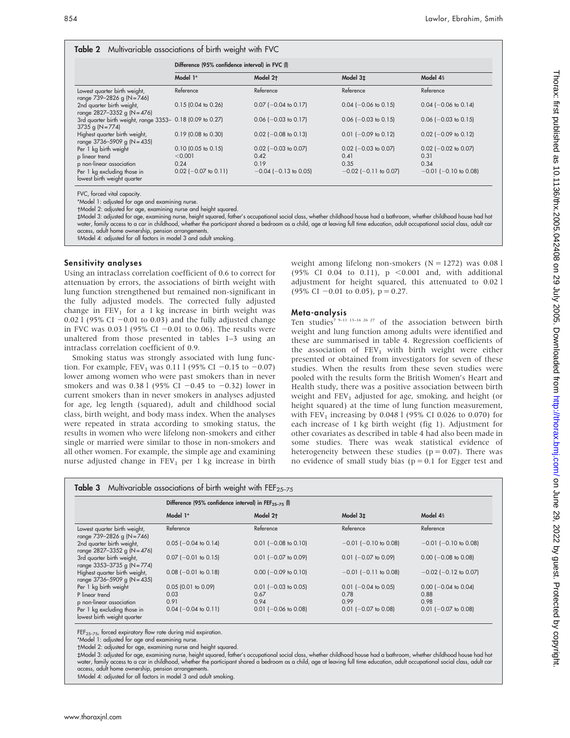**Table 2** Multivariable associations of birth weight with FVC

| | Difference (95% confidence interval) in FVC (l) | | | |
|---|---|---|---|---|
| | Model 1* | Model 2† | Model 3‡ | Model 4§ |
| Lowest quarter birth weight, range 739–2826 g (N = 746) | Reference | Reference | Reference | Reference |
| 2nd quarter birth weight, range 2827–3352 g (N = 476) | 0.15 (0.04 to 0.26) | 0.07 (−0.04 to 0.17) | 0.04 (−0.06 to 0.15) | 0.04 (−0.06 to 0.14) |
| 3rd quarter birth weight, range 3353–3735 g (N = 774) | 0.18 (0.09 to 0.27) | 0.06 (−0.03 to 0.17) | 0.06 (−0.03 to 0.15) | 0.06 (−0.03 to 0.15) |
| Highest quarter birth weight, range 3736–5909 g (N = 435) | 0.19 (0.08 to 0.30) | 0.02 (−0.08 to 0.13) | 0.01 (−0.09 to 0.12) | 0.02 (−0.09 to 0.12) |
| Per 1 kg birth weight | 0.10 (0.05 to 0.15) | 0.02 (−0.03 to 0.07) | 0.02 (−0.03 to 0.07) | 0.02 (−0.02 to 0.07) |
| p linear trend | <0.001 | 0.42 | 0.41 | 0.31 |
| p non-linear association | 0.24 | 0.19 | 0.35 | 0.34 |
| Per 1 kg excluding those in lowest birth weight quarter | 0.02 (−0.07 to 0.11) | −0.04 (−0.13 to 0.05) | −0.02 (−0.11 to 0.07) | −0.01 (−0.10 to 0.08) |

FVC, forced vital capacity.
*Model 1: adjusted for age and examining nurse.
†Model 2: adjusted for age, examining nurse and height squared.
‡Model 3: adjusted for age, examining nurse, height squared, father's occupational social class, whether childhood house had a bathroom, whether childhood house had hot water, family access to a car in childhood, whether the participant shared a bedroom as a child, age at leaving full time education, adult occupational social class, adult car access, adult home ownership, pension arrangements.
§Model 4: adjusted for all factors in model 3 and adult smoking.

### Sensitivity analyses

Using an intraclass correlation coefficient of 0.6 to correct for attenuation by errors, the associations of birth weight with lung function strengthened but remained non-significant in the fully adjusted models. The corrected fully adjusted change in $FEV_1$ for a 1 kg increase in birth weight was 0.02 l (95% CI −0.01 to 0.03) and the fully adjusted change in FVC was 0.03 l (95% CI −0.01 to 0.06). The results were unaltered from those presented in tables 1–3 using an intraclass correlation coefficient of 0.9.

Smoking status was strongly associated with lung function. For example, $FEV_1$ was 0.11 l (95% CI −0.15 to −0.07) lower among women who were past smokers than in never smokers and was 0.38 l (95% CI −0.45 to −0.32) lower in current smokers than in never smokers in analyses adjusted for age, leg length (squared), adult and childhood social class, birth weight, and body mass index. When the analyses were repeated in strata according to smoking status, the results in women who were lifelong non-smokers and either single or married were similar to those in non-smokers and all other women. For example, the simple age and examining nurse adjusted change in $FEV_1$ per 1 kg increase in birth weight among lifelong non-smokers (N = 1272) was 0.08 l (95% CI 0.04 to 0.11), $p < 0.001$ and, with additional adjustment for height squared, this attenuated to 0.02 l (95% CI −0.01 to 0.05), p = 0.27.

### Meta-analysis

Ten studies[7 9–11 13–16 26 27] of the association between birth weight and lung function among adults were identified and these are summarised in table 4. Regression coefficients of the association of $FEV_1$ with birth weight were either presented or obtained from investigators for seven of these studies. When the results from these seven studies were pooled with the results form the British Women's Heart and Health study, there was a positive association between birth weight and $FEV_1$ adjusted for age, smoking, and height (or height squared) at the time of lung function measurement, with $FEV_1$ increasing by 0.048 l (95% CI 0.026 to 0.070) for each increase of 1 kg birth weight (fig 1). Adjustment for other covariates as described in table 4 had also been made in some studies. There was weak statistical evidence of heterogeneity between these studies (p = 0.07). There was no evidence of small study bias (p = 0.1 for Egger test and

**Table 3** Multivariable associations of birth weight with $FEF_{25-75}$

| | Difference (95% confidence interval) in $FEF_{25-75}$ (l) | | | |
|---|---|---|---|---|
| | Model 1* | Model 2† | Model 3‡ | Model 4§ |
| Lowest quarter birth weight, range 739–2826 g (N = 746) | Reference | Reference | Reference | Reference |
| 2nd quarter birth weight, range 2827–3352 g (N = 476) | 0.05 (−0.04 to 0.14) | 0.01 (−0.08 to 0.10) | −0.01 (−0.10 to 0.08) | −0.01 (−0.10 to 0.08) |
| 3rd quarter birth weight, range 3353–3735 g (N = 774) | 0.07 (−0.01 to 0.15) | 0.01 (−0.07 to 0.09) | 0.01 (−0.07 to 0.09) | 0.00 (−0.08 to 0.08) |
| Highest quarter birth weight, range 3736–5909 g (N = 435) | 0.08 (−0.01 to 0.18) | 0.00 (−0.09 to 0.10) | −0.01 (−0.11 to 0.08) | −0.02 (−0.12 to 0.07) |
| Per 1 kg birth weight | 0.05 (0.01 to 0.09) | 0.01 (−0.03 to 0.05) | 0.01 (−0.04 to 0.05) | 0.00 (−0.04 to 0.04) |
| P linear trend | 0.03 | 0.67 | 0.78 | 0.88 |
| p non-linear association | 0.91 | 0.94 | 0.99 | 0.98 |
| Per 1 kg excluding those in lowest birth weight quarter | 0.04 (−0.04 to 0.11) | 0.01 (−0.06 to 0.08) | 0.01 (−0.07 to 0.08) | 0.01 (−0.07 to 0.08) |

$FEF_{25-75}$, forced expiratory flow rate during mid expiration.
*Model 1: adjusted for age and examining nurse.
†Model 2: adjusted for age, examining nurse and height squared.
‡Model 3: adjusted for age, examining nurse, height squared, father's occupational social class, whether childhood house had a bathroom, whether childhood house had hot water, family access to a car in childhood, whether the participant shared a bedroom as a child, age at leaving full time education, adult occupational social class, adult car access, adult home ownership, pension arrangements.
§Model 4: adjusted for all factors in model 3 and adult smoking.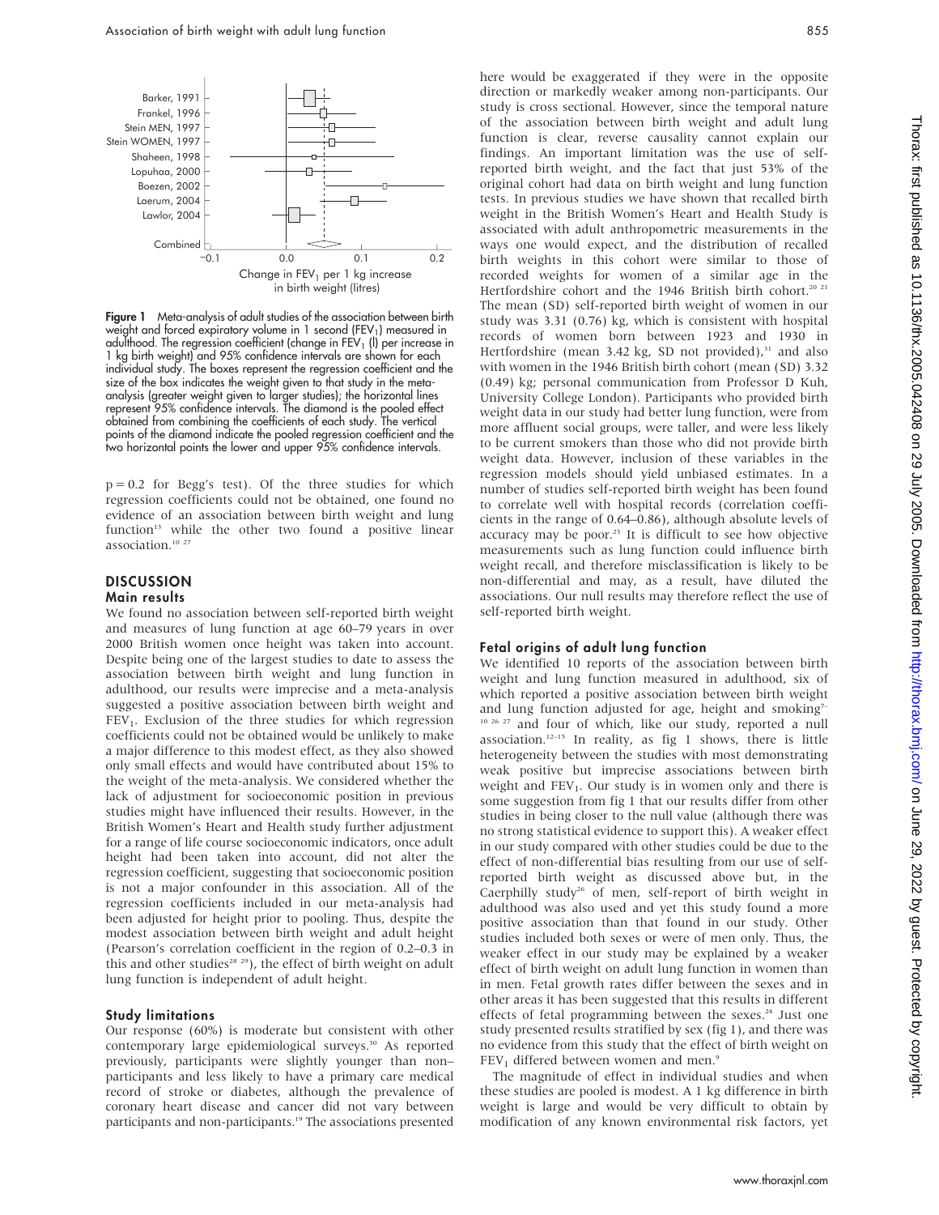Figure 1 Meta-analysis of adult studies of the association between birth weight and forced expiratory volume in 1 second ($FEV_1$) measured in adulthood. The regression coefficient (change in $FEV_1$ (l) per increase in 1 kg birth weight) and 95% confidence intervals are shown for each individual study. The boxes represent the regression coefficient and the size of the box indicates the weight given to that study in the meta-analysis (greater weight given to larger studies); the horizontal lines represent 95% confidence intervals. The diamond is the pooled effect obtained from combining the coefficients of each study. The vertical points of the diamond indicate the pooled regression coefficient and the two horizontal points the lower and upper 95% confidence intervals.

$p = 0.2$ for Begg's test). Of the three studies for which regression coefficients could not be obtained, one found no evidence of an association between birth weight and lung function[13] while the other two found a positive linear association.[10 27]

## DISCUSSION

### Main results

We found no association between self-reported birth weight and measures of lung function at age 60–79 years in over 2000 British women once height was taken into account. Despite being one of the largest studies to date to assess the association between birth weight and lung function in adulthood, our results were imprecise and a meta-analysis suggested a positive association between birth weight and $FEV_1$. Exclusion of the three studies for which regression coefficients could not be obtained would be unlikely to make a major difference to this modest effect, as they also showed only small effects and would have contributed about 15% to the weight of the meta-analysis. We considered whether the lack of adjustment for socioeconomic position in previous studies might have influenced their results. However, in the British Women's Heart and Health study further adjustment for a range of life course socioeconomic indicators, once adult height had been taken into account, did not alter the regression coefficient, suggesting that socioeconomic position is not a major confounder in this association. All of the regression coefficients included in our meta-analysis had been adjusted for height prior to pooling. Thus, despite the modest association between birth weight and adult height (Pearson's correlation coefficient in the region of 0.2–0.3 in this and other studies[28 29]), the effect of birth weight on adult lung function is independent of adult height.

### Study limitations

Our response (60%) is moderate but consistent with other contemporary large epidemiological surveys.[30] As reported previously, participants were slightly younger than non-participants and less likely to have a primary care medical record of stroke or diabetes, although the prevalence of coronary heart disease and cancer did not vary between participants and non-participants.[19] The associations presented here would be exaggerated if they were in the opposite direction or markedly weaker among non-participants. Our study is cross sectional. However, since the temporal nature of the association between birth weight and adult lung function is clear, reverse causality cannot explain our findings. An important limitation was the use of self-reported birth weight, and the fact that just 53% of the original cohort had data on birth weight and lung function tests. In previous studies we have shown that recalled birth weight in the British Women's Heart and Health Study is associated with adult anthropometric measurements in the ways one would expect, and the distribution of recalled birth weights in this cohort were similar to those of recorded weights for women of a similar age in the Hertfordshire cohort and the 1946 British birth cohort.[20 21] The mean (SD) self-reported birth weight of women in our study was 3.31 (0.76) kg, which is consistent with hospital records of women born between 1923 and 1930 in Hertfordshire (mean 3.42 kg, SD not provided),[31] and also with women in the 1946 British birth cohort (mean (SD) 3.32 (0.49) kg; personal communication from Professor D Kuh, University College London). Participants who provided birth weight data in our study had better lung function, were from more affluent social groups, were taller, and were less likely to be current smokers than those who did not provide birth weight data. However, inclusion of these variables in the regression models should yield unbiased estimates. In a number of studies self-reported birth weight has been found to correlate well with hospital records (correlation coefficients in the range of 0.64–0.86), although absolute levels of accuracy may be poor.[23] It is difficult to see how objective measurements such as lung function could influence birth weight recall, and therefore misclassification is likely to be non-differential and may, as a result, have diluted the associations. Our null results may therefore reflect the use of self-reported birth weight.

### Fetal origins of adult lung function

We identified 10 reports of the association between birth weight and lung function measured in adulthood, six of which reported a positive association between birth weight and lung function adjusted for age, height and smoking[7–10 26 27] and four of which, like our study, reported a null association.[12–15] In reality, as fig 1 shows, there is little heterogeneity between the studies with most demonstrating weak positive but imprecise associations between birth weight and $FEV_1$. Our study is in women only and there is some suggestion from fig 1 that our results differ from other studies in being closer to the null value (although there was no strong statistical evidence to support this). A weaker effect in our study compared with other studies could be due to the effect of non-differential bias resulting from our use of self-reported birth weight as discussed above but, in the Caerphilly study[26] of men, self-report of birth weight in adulthood was also used and yet this study found a more positive association than that found in our study. Other studies included both sexes or were of men only. Thus, the weaker effect in our study may be explained by a weaker effect of birth weight on adult lung function in women than in men. Fetal growth rates differ between the sexes and in other areas it has been suggested that this results in different effects of fetal programming between the sexes.[24] Just one study presented results stratified by sex (fig 1), and there was no evidence from this study that the effect of birth weight on $FEV_1$ differed between women and men.[9]

The magnitude of effect in individual studies and when these studies are pooled is modest. A 1 kg difference in birth weight is large and would be very difficult to obtain by modification of any known environmental risk factors, yet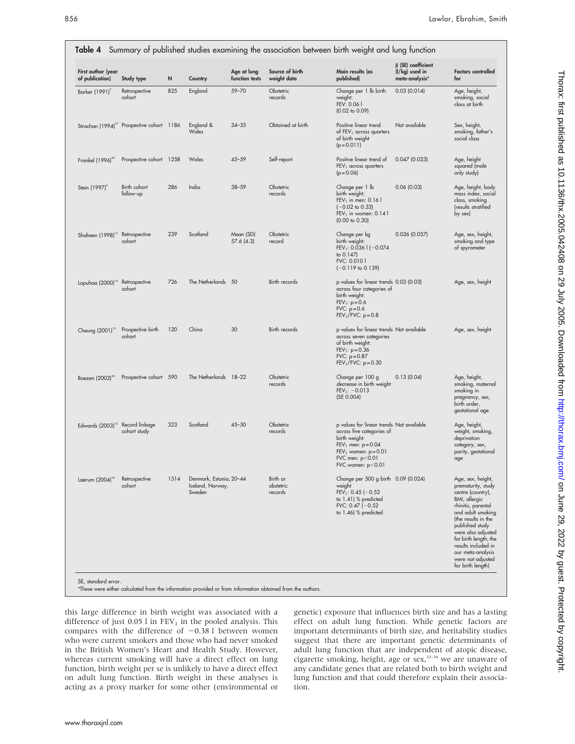**Table 4** Summary of published studies examining the association between birth weight and lung function

| First author (year of publication) | Study type | N | Country | Age at lung function tests | Source of birth weight data | Main results (as published) | β (SE) coefficient (l/kg) used in meta-analysis* | Factors controlled for |
|---|---|---|---|---|---|---|---|---|
| Barker (1991)[7] | Retrospective cohort | 825 | England | 59–70 | Obstetric records | Change per 1 lb birth weight: FEV: 0.06 l (0.02 to 0.09) | 0.03 (0.014) | Age, height, smoking, social class at birth |
| Strachan (1994)[27] | Prospective cohort | 1186 | England & Wales | 34–35 | Obtained at birth | Positive linear trend of $FEV_1$ across quarters of birth weight (p = 0.011) | Not available | Sex, height, smoking, father's social class |
| Frankel (1996)[26] | Prospective cohort | 1258 | Wales | 45–59 | Self-report | Positive linear trend of $FEV_1$ across quarters (p = 0.06) | 0.047 (0.023) | Age, height squared (male only study) |
| Stein (1997)[9] | Birth cohort follow-up | 286 | India | 38–59 | Obstetric records | Change per 1 lb birth weight: $FEV_1$ in men: 0.16 l (−0.02 to 0.33) $FEV_1$ in women: 0.14 l (0.00 to 0.30) | 0.06 (0.03) | Age, height, body mass index, social class, smoking (results stratified by sex) |
| Shaheen (1998)[15] | Retrospective cohort | 239 | Scotland | Mean (SD) 57.6 (4.3) | Obstetric record | Change per kg birth weight: $FEV_1$: 0.036 l (−0.074 to 0.147) FVC: 0.010 l (−0.119 to 0.139) | 0.036 (0.057) | Age, sex, height, smoking and type of spyrometer |
| Lopuhaa (2000)[14] | Retrospective cohort | 726 | The Netherlands | 50 | Birth records | p values for linear trends across four categories of birth weight: $FEV_1$: p = 0.6 FVC: p = 0.6 $FEV_1$/FVC: p = 0.8 | 0.03 (0.03) | Age, sex, height |
| Cheung (2001)[13] | Prospective birth cohort | 120 | China | 30 | Birth records | p values for linear trends across seven categories of birth weight: $FEV_1$: p = 0.36 FVC: p = 0.87 $FEV_1$/FVC: p = 0.30 | Not available | Age, sex, height |
| Boezen (2002)[36] | Prospective cohort | 590 | The Netherlands | 18–22 | Obstetric records | Change per 100 g *decrease* in birth weight $FEV_1$: −0.013 (SE 0.004) | 0.13 (0.04) | Age, height, smoking, maternal smoking in pregnancy, sex, birth order, gestational age |
| Edwards (2003)[10] | Record linkage cohort study | 323 | Scotland | 45–50 | Obstetric records | p values for linear trends across five categories of birth weight: $FEV_1$ men: p = 0.04 $FEV_1$ women: p = 0.01 FVC men: p<0.01 FVC women: p<0.01 | Not available | Age, height, weight, smoking, deprivation category, sex, parity, gestational age |
| Laerum (2004)[16] | Retrospective cohort | 1514 | Denmark, Estonia, Iceland, Norway, Sweden | 20–44 | Birth or obstetric records | Change per 500 g birth weight $FEV_1$: 0.45 (−0.52 to 1.41) % predicted FVC: 0.47 (−0.52 to 1.46) % predicted | 0.09 (0.024) | Age, sex, height, prematurity, study centre (country), BMI, allergic rhinitis, parental and adult smoking (the results in the published study were also adjusted for birth length; the results included in our meta-analysis were *not* adjusted for birth length) |

SE, standard error.
*These were either calculated from the information provided or from information obtained from the authors.

this large difference in birth weight was associated with a difference of just 0.05 l in $FEV_1$ in the pooled analysis. This compares with the difference of −0.38 l between women who were current smokers and those who had never smoked in the British Women's Heart and Health Study. However, whereas current smoking will have a direct effect on lung function, birth weight per se is unlikely to have a direct effect on adult lung function. Birth weight in these analyses is acting as a proxy marker for some other (environmental or genetic) exposure that influences birth size and has a lasting effect on adult lung function. While genetic factors are important determinants of birth size, and heritability studies suggest that there are important genetic determinants of adult lung function that are independent of atopic disease, cigarette smoking, height, age or sex,[32–34] we are unaware of any candidate genes that are related both to birth weight and lung function and that could therefore explain their association.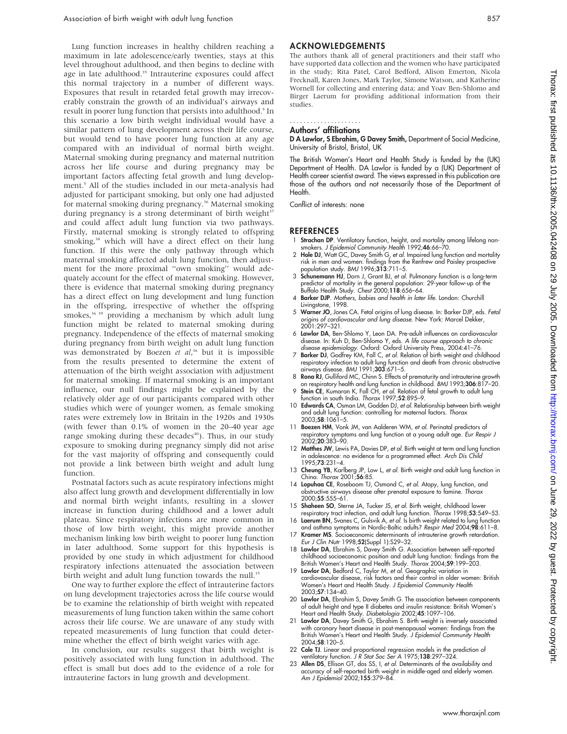Lung function increases in healthy children reaching a maximum in late adolescence/early twenties, stays at this level throughout adulthood, and then begins to decline with age in late adulthood.[35] Intrauterine exposures could affect this normal trajectory in a number of different ways. Exposures that result in retarded fetal growth may irrecoverably constrain the growth of an individual's airways and result in poorer lung function that persists into adulthood.[5] In this scenario a low birth weight individual would have a similar pattern of lung development across their life course, but would tend to have poorer lung function at any age compared with an individual of normal birth weight. Maternal smoking during pregnancy and maternal nutrition across her life course and during pregnancy may be important factors affecting fetal growth and lung development.[5] All of the studies included in our meta-analysis had adjusted for participant smoking, but only one had adjusted for maternal smoking during pregnancy.[36] Maternal smoking during pregnancy is a strong determinant of birth weight[37] and could affect adult lung function via two pathways. Firstly, maternal smoking is strongly related to offspring smoking,[38] which will have a direct effect on their lung function. If this were the only pathway through which maternal smoking affected adult lung function, then adjustment for the more proximal "own smoking" would adequately account for the effect of maternal smoking. However, there is evidence that maternal smoking during pregnancy has a direct effect on lung development and lung function in the offspring, irrespective of whether the offspring smokes,[36 39] providing a mechanism by which adult lung function might be related to maternal smoking during pregnancy. Independence of the effects of maternal smoking during pregnancy from birth weight on adult lung function was demonstrated by Boezen *et al*,[36] but it is impossible from the results presented to determine the extent of attenuation of the birth weight association with adjustment for maternal smoking. If maternal smoking is an important influence, our null findings might be explained by the relatively older age of our participants compared with other studies which were of younger women, as female smoking rates were extremely low in Britain in the 1920s and 1930s (with fewer than 0.1% of women in the 20–40 year age range smoking during these decades[40]). Thus, in our study exposure to smoking during pregnancy simply did not arise for the vast majority of offspring and consequently could not provide a link between birth weight and adult lung function.

Postnatal factors such as acute respiratory infections might also affect lung growth and development differentially in low and normal birth weight infants, resulting in a slower increase in function during childhood and a lower adult plateau. Since respiratory infections are more common in those of low birth weight, this might provide another mechanism linking low birth weight to poorer lung function in later adulthood. Some support for this hypothesis is provided by one study in which adjustment for childhood respiratory infections attenuated the association between birth weight and adult lung function towards the null.[15]

One way to further explore the effect of intrauterine factors on lung development trajectories across the life course would be to examine the relationship of birth weight with repeated measurements of lung function taken within the same cohort across their life course. We are unaware of any study with repeated measurements of lung function that could determine whether the effect of birth weight varies with age.

In conclusion, our results suggest that birth weight is positively associated with lung function in adulthood. The effect is small but does add to the evidence of a role for intrauterine factors in lung growth and development.

## ACKNOWLEDGEMENTS

The authors thank all of general practitioners and their staff who have supported data collection and the women who have participated in the study; Rita Patel, Carol Bedford, Alison Emerton, Nicola Frecknall, Karen Jones, Mark Taylor, Simone Watson, and Katherine Wornell for collecting and entering data; and Yoav Ben-Shlomo and Birger Laerum for providing additional information from their studies.

### Authors' affiliations

**D A Lawlor, S Ebrahim, G Davey Smith,** Department of Social Medicine, University of Bristol, Bristol, UK

The British Women's Heart and Health Study is funded by the (UK) Department of Health. DA Lawlor is funded by a (UK) Department of Health career scientist award. The views expressed in this publication are those of the authors and not necessarily those of the Department of Health.

Conflict of interests: none

## REFERENCES

1. **Strachan DP**. Ventilatory function, height, and mortality among lifelong non-smokers. *J Epidemiol Community Health* 1992;**46**:66–70.
2. **Hole DJ**, Watt GC, Davey Smith G, *et al*. Impaired lung function and mortality risk in men and women: findings from the Renfrew and Paisley prospective population study. *BMJ* 1996;**313**:711–5.
3. **Schunemann HJ**, Dorn J, Grant BJ, *et al*. Pulmonary function is a long-term predictor of mortality in the general population: 29-year follow-up of the Buffalo Health Study. *Chest* 2000;**118**:656–64.
4. **Barker DJP**. *Mothers, babies and health in later life*. London: Churchill Livingstone, 1998.
5. **Warner JO**, Jones CA. Fetal origins of lung disease. In: Barker DJP, eds. *Fetal origins of cardiovascular and lung disease*. New York: Marcel Dekker, 2001:297–321.
6. **Lawlor DA**, Ben-Shlomo Y, Leon DA. Pre-adult influences on cardiovascular disease. In: Kuh D, Ben-Shlomo Y, eds. *A life course approach to chronic disease epidemiology*. Oxford: Oxford University Press, 2004:41–76.
7. **Barker DJ**, Godfrey KM, Fall C, *et al*. Relation of birth weight and childhood respiratory infection to adult lung function and death from chronic obstructive airways disease. *BMJ* 1991;**303**:671–5.
8. **Rona RJ**, Gulliford MC, Chinn S. Effects of prematurity and intrauterine growth on respiratory health and lung function in childhood. *BMJ* 1993;**306**:817–20.
9. **Stein CE**, Kumaran K, Fall CH, *et al*. Relation of fetal growth to adult lung function in south India. *Thorax* 1997;**52**:895–9.
10. **Edwards CA**, Osman LM, Godden DJ, *et al*. Relationship between birth weight and adult lung function: controlling for maternal factors. *Thorax* 2003;**58**:1061–5.
11. **Boezen HM**, Vonk JM, van Aalderen WM, *et al*. Perinatal predictors of respiratory symptoms and lung function at a young adult age. *Eur Respir J* 2002;**20**:383–90.
12. **Matthes JW**, Lewis PA, Davies DP, *et al*. Birth weight at term and lung function in adolescence: no evidence for a programmed effect. *Arch Dis Child* 1995;**73**:231–4.
13. **Cheung YB**, Karlberg JP, Low L, *et al*. Birth weight and adult lung function in China. *Thorax* 2001;**56**:85.
14. **Lopuhaa CE**, Roseboom TJ, Osmond C, *et al*. Atopy, lung function, and obstructive airways disease after prenatal exposure to famine. *Thorax* 2000;**55**:555–61.
15. **Shaheen SO**, Sterne JA, Tucker JS, *et al*. Birth weight, childhood lower respiratory tract infection, and adult lung function. *Thorax* 1998;**53**:549–53.
16. **Laerum BN**, Svanes C, Gulsvik A, *et al*. Is birth weight related to lung function and asthma symptoms in Nordic-Baltic adults? *Respir Med* 2004;**98**:611–8.
17. **Kramer MS**. Socioeconomic determinants of intrauterine growth retardation. *Eur J Clin Nutr* 1998;**52**(Suppl 1):S29–32.
18. **Lawlor DA**, Ebrahim S, Davey Smith G. Association between self-reported childhood socioeconomic position and adult lung function: findings from the British Women's Heart and Health Study. *Thorax* 2004;**59**:199–203.
19. **Lawlor DA**, Bedford C, Taylor M, *et al*. Geographic variation in cardiovascular disease, risk factors and their control in older women: British Women's Heart and Health Study. *J Epidemiol Community Health* 2003;**57**:134–40.
20. **Lawlor DA**, Ebrahim S, Davey Smith G. The association between components of adult height and type II diabetes and insulin resistance: British Women's Heart and Health Study. *Diabetologia* 2002;**45**:1097–106.
21. **Lawlor DA**, Davey Smith G, Ebrahim S. Birth weight is inversely associated with coronary heart disease in post-menopausal women: findings from the British Women's Heart and Health Study. *J Epidemiol Community Health* 2004;**58**:120–5.
22. **Cole TJ**. Linear and proportional regression models in the prediction of ventilatory function. *J R Stat Soc Ser A* 1975;**138**:297–324.
23. **Allen DS**, Ellison GT, dos SS, I, *et al*. Determinants of the availability and accuracy of self-reported birth weight in middle-aged and elderly women. *Am J Epidemiol* 2002;**155**:379–84.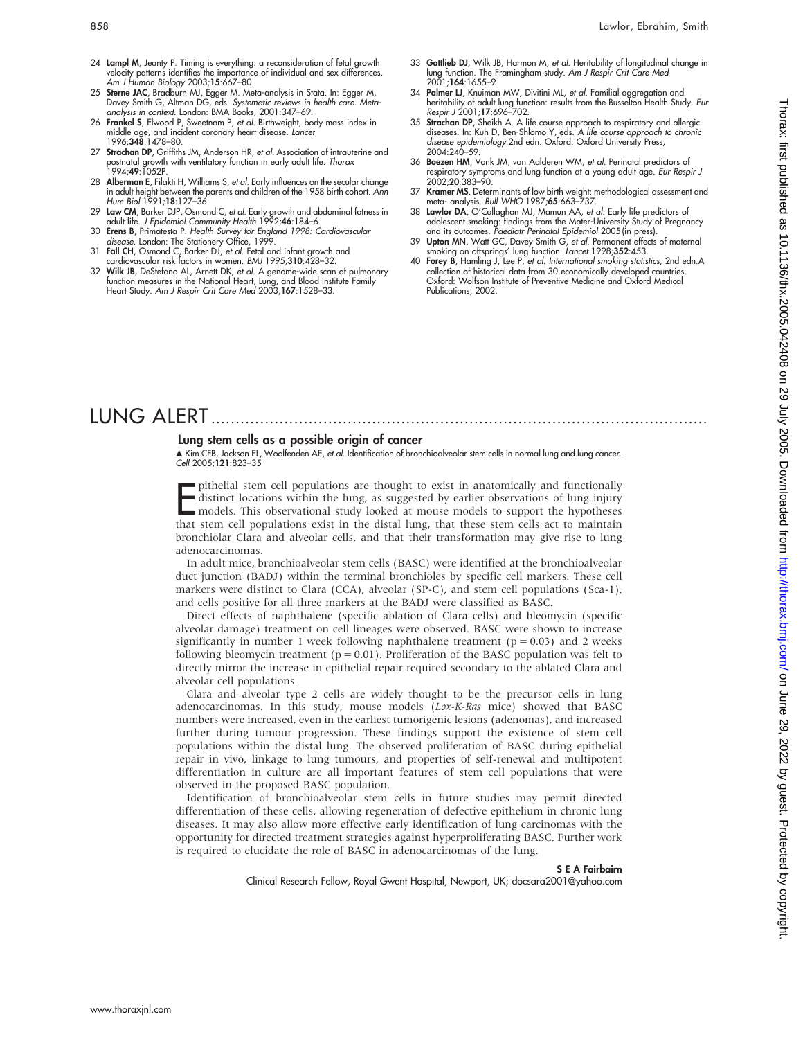24 **Lampl M**, Jeanty P. Timing is everything: a reconsideration of fetal growth velocity patterns identifies the importance of individual and sex differences. *Am J Human Biology* 2003;**15**:667–80.

25 **Sterne JAC**, Bradburn MJ, Egger M. Meta-analysis in Stata. In: Egger M, Davey Smith G, Altman DG, eds. *Systematic reviews in health care. Meta-analysis in context*. London: BMA Books, 2001:347–69.

26 **Frankel S**, Elwood P, Sweetnam P, *et al*. Birthweight, body mass index in middle age, and incident coronary heart disease. *Lancet* 1996;**348**:1478–80.

27 **Strachan DP**, Griffiths JM, Anderson HR, *et al*. Association of intrauterine and postnatal growth with ventilatory function in early adult life. *Thorax* 1994;**49**:1052P.

28 **Alberman E**, Filakti H, Williams S, *et al*. Early influences on the secular change in adult height between the parents and children of the 1958 birth cohort. *Ann Hum Biol* 1991;**18**:127–36.

29 **Law CM**, Barker DJP, Osmond C, *et al*. Early growth and abdominal fatness in adult life. *J Epidemiol Community Health* 1992;**46**:184–6.

30 **Erens B**, Primatesta P. *Health Survey for England 1998: Cardiovascular disease*. London: The Stationery Office, 1999.

31 **Fall CH**, Osmond C, Barker DJ, *et al*. Fetal and infant growth and cardiovascular risk factors in women. *BMJ* 1995;**310**:428–32.

32 **Wilk JB**, DeStefano AL, Arnett DK, *et al*. A genome-wide scan of pulmonary function measures in the National Heart, Lung, and Blood Institute Family Heart Study. *Am J Respir Crit Care Med* 2003;**167**:1528–33.

33 **Gottlieb DJ**, Wilk JB, Harmon M, *et al*. Heritability of longitudinal change in lung function. The Framingham study. *Am J Respir Crit Care Med* 2001;**164**:1655–9.

34 **Palmer LJ**, Knuiman MW, Divitini ML, *et al*. Familial aggregation and heritability of adult lung function: results from the Busselton Health Study. *Eur Respir J* 2001;**17**:696–702.

35 **Strachan DP**, Sheikh A. A life course approach to respiratory and allergic diseases. In: Kuh D, Ben-Shlomo Y, eds. *A life course approach to chronic disease epidemiology*.2nd edn. Oxford: Oxford University Press, 2004:240–59.

36 **Boezen HM**, Vonk JM, van Aalderen WM, *et al*. Perinatal predictors of respiratory symptoms and lung function at a young adult age. *Eur Respir J* 2002;**20**:383–90.

37 **Kramer MS**. Determinants of low birth weight: methodological assessment and meta- analysis. *Bull WHO* 1987;**65**:663–737.

38 **Lawlor DA**, O'Callaghan MJ, Mamun AA, *et al*. Early life predictors of adolescent smoking: findings from the Mater-University Study of Pregnancy and its outcomes. *Paediatr Perinatal Epidemiol* 2005(in press).

39 **Upton MN**, Watt GC, Davey Smith G, *et al*. Permanent effects of maternal smoking on offsprings' lung function. *Lancet* 1998;**352**:453.

40 **Forey B**, Hamling J, Lee P, *et al*. *International smoking statistics*, 2nd edn.A collection of historical data from 30 economically developed countries. Oxford: Wolfson Institute of Preventive Medicine and Oxford Medical Publications, 2002.

# LUNG ALERT

## Lung stem cells as a possible origin of cancer

▲ Kim CFB, Jackson EL, Woolfenden AE, *et al*. Identification of bronchioalveolar stem cells in normal lung and lung cancer. *Cell* 2005;**121**:823–35

Epithelial stem cell populations are thought to exist in anatomically and functionally distinct locations within the lung, as suggested by earlier observations of lung injury models. This observational study looked at mouse models to support the hypotheses that stem cell populations exist in the distal lung, that these stem cells act to maintain bronchiolar Clara and alveolar cells, and that their transformation may give rise to lung adenocarcinomas.

In adult mice, bronchioalveolar stem cells (BASC) were identified at the bronchioalveolar duct junction (BADJ) within the terminal bronchioles by specific cell markers. These cell markers were distinct to Clara (CCA), alveolar (SP-C), and stem cell populations (Sca-1), and cells positive for all three markers at the BADJ were classified as BASC.

Direct effects of naphthalene (specific ablation of Clara cells) and bleomycin (specific alveolar damage) treatment on cell lineages were observed. BASC were shown to increase significantly in number 1 week following naphthalene treatment ($p = 0.03$) and 2 weeks following bleomycin treatment ($p = 0.01$). Proliferation of the BASC population was felt to directly mirror the increase in epithelial repair required secondary to the ablated Clara and alveolar cell populations.

Clara and alveolar type 2 cells are widely thought to be the precursor cells in lung adenocarcinomas. In this study, mouse models (*Lox-K-Ras* mice) showed that BASC numbers were increased, even in the earliest tumorigenic lesions (adenomas), and increased further during tumour progression. These findings support the existence of stem cell populations within the distal lung. The observed proliferation of BASC during epithelial repair in vivo, linkage to lung tumours, and properties of self-renewal and multipotent differentiation in culture are all important features of stem cell populations that were observed in the proposed BASC population.

Identification of bronchioalveolar stem cells in future studies may permit directed differentiation of these cells, allowing regeneration of defective epithelium in chronic lung diseases. It may also allow more effective early identification of lung carcinomas with the opportunity for directed treatment strategies against hyperproliferating BASC. Further work is required to elucidate the role of BASC in adenocarcinomas of the lung.

**S E A Fairbairn**

Clinical Research Fellow, Royal Gwent Hospital, Newport, UK; docsara2001@yahoo.com